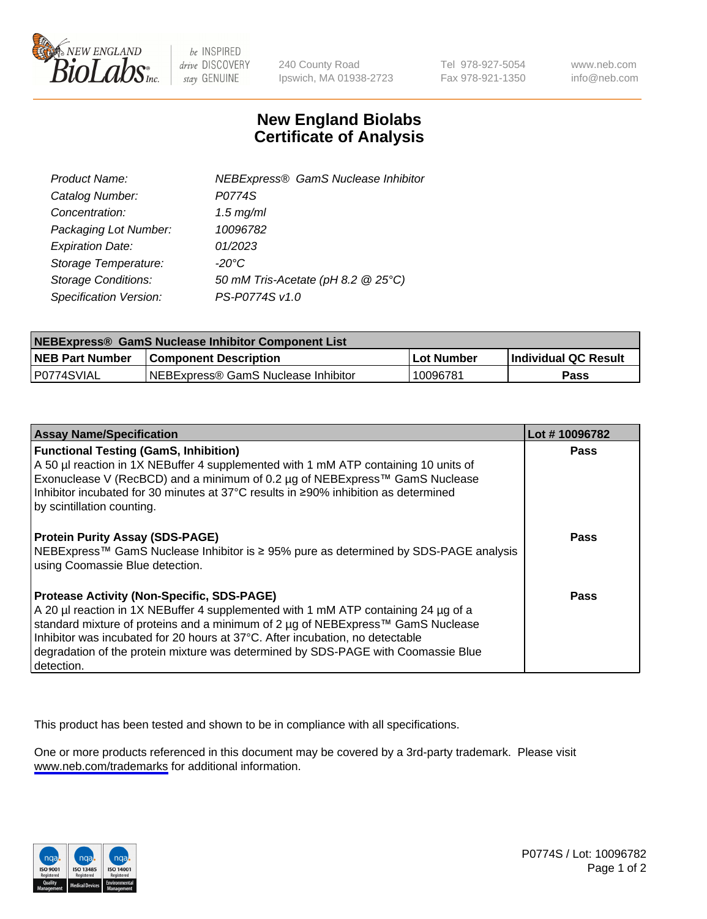NEW ENGLAND BioLabs Inc. — be INSPIRED drive DISCOVERY stay GENUINE

240 County Road
Ipswich, MA 01938-2723

Tel 978-927-5054
Fax 978-921-1350

www.neb.com
info@neb.com

# New England Biolabs
# Certificate of Analysis

| | |
|---|---|
| *Product Name:* | *NEBExpress® GamS Nuclease Inhibitor* |
| *Catalog Number:* | *P0774S* |
| *Concentration:* | *1.5 mg/ml* |
| *Packaging Lot Number:* | *10096782* |
| *Expiration Date:* | *01/2023* |
| *Storage Temperature:* | *-20°C* |
| *Storage Conditions:* | *50 mM Tris-Acetate (pH 8.2 @ 25°C)* |
| *Specification Version:* | *PS-P0774S v1.0* |

| **NEBExpress® GamS Nuclease Inhibitor Component List** | | | |
|---|---|---|---|
| **NEB Part Number** | **Component Description** | **Lot Number** | **Individual QC Result** |
| P0774SVIAL | NEBExpress® GamS Nuclease Inhibitor | 10096781 | **Pass** |

| **Assay Name/Specification** | **Lot # 10096782** |
|---|---|
| **Functional Testing (GamS, Inhibition)** A 50 µl reaction in 1X NEBuffer 4 supplemented with 1 mM ATP containing 10 units of Exonuclease V (RecBCD) and a minimum of 0.2 µg of NEBExpress™ GamS Nuclease Inhibitor incubated for 30 minutes at 37°C results in ≥90% inhibition as determined by scintillation counting. | **Pass** |
| **Protein Purity Assay (SDS-PAGE)** NEBExpress™ GamS Nuclease Inhibitor is ≥ 95% pure as determined by SDS-PAGE analysis using Coomassie Blue detection. | **Pass** |
| **Protease Activity (Non-Specific, SDS-PAGE)** A 20 µl reaction in 1X NEBuffer 4 supplemented with 1 mM ATP containing 24 µg of a standard mixture of proteins and a minimum of 2 µg of NEBExpress™ GamS Nuclease Inhibitor was incubated for 20 hours at 37°C. After incubation, no detectable degradation of the protein mixture was determined by SDS-PAGE with Coomassie Blue detection. | **Pass** |

This product has been tested and shown to be in compliance with all specifications.

One or more products referenced in this document may be covered by a 3rd-party trademark. Please visit www.neb.com/trademarks for additional information.

P0774S / Lot: 10096782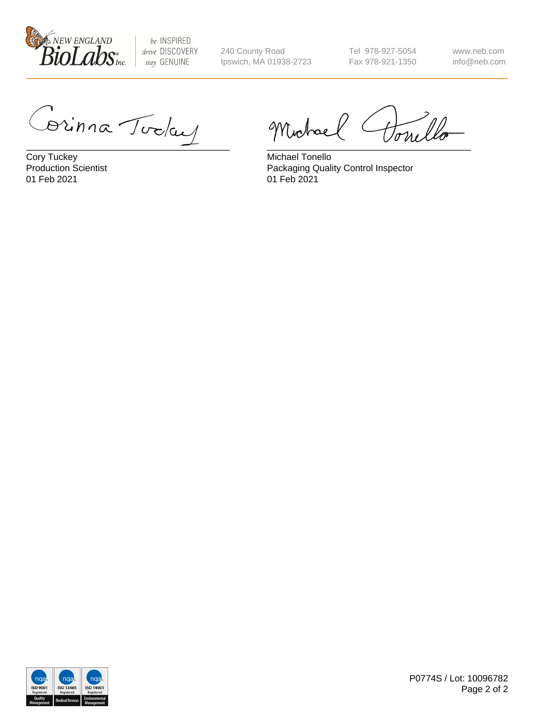Cory Tuckey
Production Scientist
01 Feb 2021

Michael Tonello
Packaging Quality Control Inspector
01 Feb 2021

P0774S / Lot: 10096782